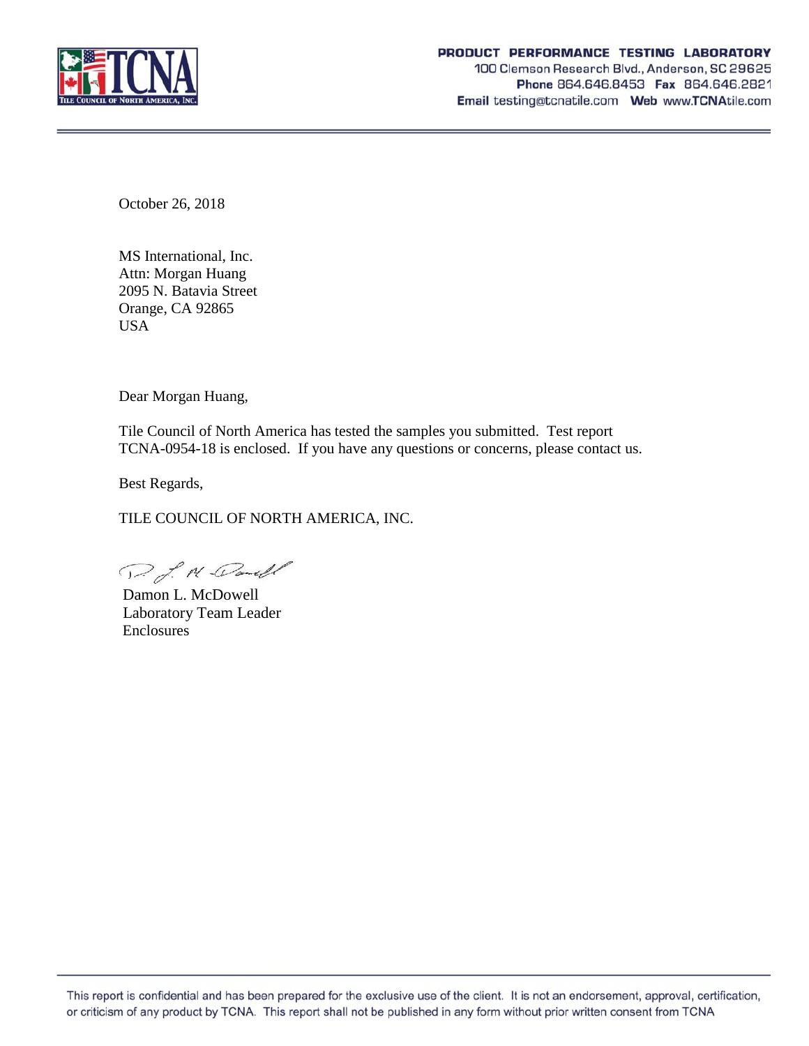**PRODUCT PERFORMANCE TESTING LABORATORY**
100 Clemson Research Blvd., Anderson, SC 29625
**Phone** 864.646.8453 **Fax** 864.646.2821
**Email** testing@tcnatile.com **Web** www.TCNAtile.com

October 26, 2018

MS International, Inc.
Attn: Morgan Huang
2095 N. Batavia Street
Orange, CA 92865
USA

Dear Morgan Huang,

Tile Council of North America has tested the samples you submitted. Test report TCNA-0954-18 is enclosed. If you have any questions or concerns, please contact us.

Best Regards,

TILE COUNCIL OF NORTH AMERICA, INC.

Damon L. McDowell
Laboratory Team Leader
Enclosures

This report is confidential and has been prepared for the exclusive use of the client. It is not an endorsement, approval, certification, or criticism of any product by TCNA. This report shall not be published in any form without prior written consent from TCNA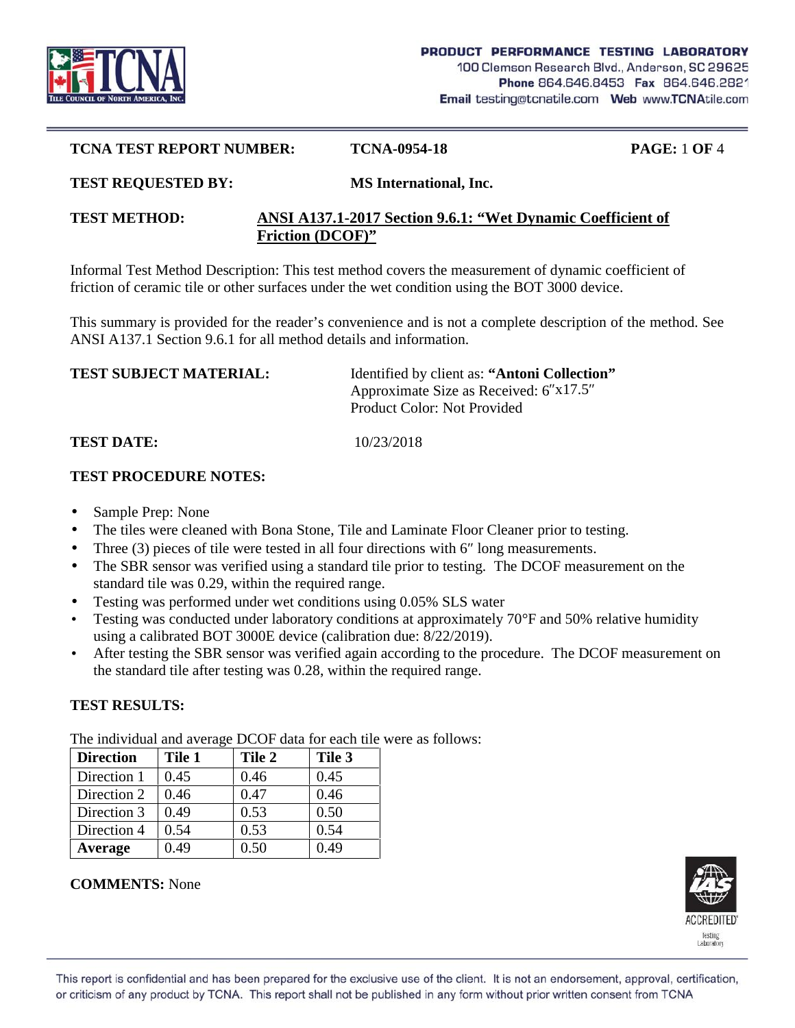**PRODUCT PERFORMANCE TESTING LABORATORY**
100 Clemson Research Blvd., Anderson, SC 29625
**Phone** 864.646.8453 **Fax** 864.646.2821
**Email** testing@tcnatile.com **Web** www.TCNAtile.com

**TCNA TEST REPORT NUMBER:** **TCNA-0954-18** **PAGE:** 1 **OF** 4

**TEST REQUESTED BY:** **MS International, Inc.**

**TEST METHOD:** **ANSI A137.1-2017 Section 9.6.1: "Wet Dynamic Coefficient of Friction (DCOF)"**

Informal Test Method Description: This test method covers the measurement of dynamic coefficient of friction of ceramic tile or other surfaces under the wet condition using the BOT 3000 device.

This summary is provided for the reader's convenience and is not a complete description of the method. See ANSI A137.1 Section 9.6.1 for all method details and information.

**TEST SUBJECT MATERIAL:** Identified by client as: **"Antoni Collection"**
Approximate Size as Received: 6″x17.5″
Product Color: Not Provided

**TEST DATE:** 10/23/2018

**TEST PROCEDURE NOTES:**

- Sample Prep: None
- The tiles were cleaned with Bona Stone, Tile and Laminate Floor Cleaner prior to testing.
- Three (3) pieces of tile were tested in all four directions with 6″ long measurements.
- The SBR sensor was verified using a standard tile prior to testing. The DCOF measurement on the standard tile was 0.29, within the required range.
- Testing was performed under wet conditions using 0.05% SLS water
- Testing was conducted under laboratory conditions at approximately 70°F and 50% relative humidity using a calibrated BOT 3000E device (calibration due: 8/22/2019).
- After testing the SBR sensor was verified again according to the procedure. The DCOF measurement on the standard tile after testing was 0.28, within the required range.

**TEST RESULTS:**

The individual and average DCOF data for each tile were as follows:

| Direction | Tile 1 | Tile 2 | Tile 3 |
|---|---|---|---|
| Direction 1 | 0.45 | 0.46 | 0.45 |
| Direction 2 | 0.46 | 0.47 | 0.46 |
| Direction 3 | 0.49 | 0.53 | 0.50 |
| Direction 4 | 0.54 | 0.53 | 0.54 |
| **Average** | 0.49 | 0.50 | 0.49 |

**COMMENTS:** None

This report is confidential and has been prepared for the exclusive use of the client. It is not an endorsement, approval, certification, or criticism of any product by TCNA. This report shall not be published in any form without prior written consent from TCNA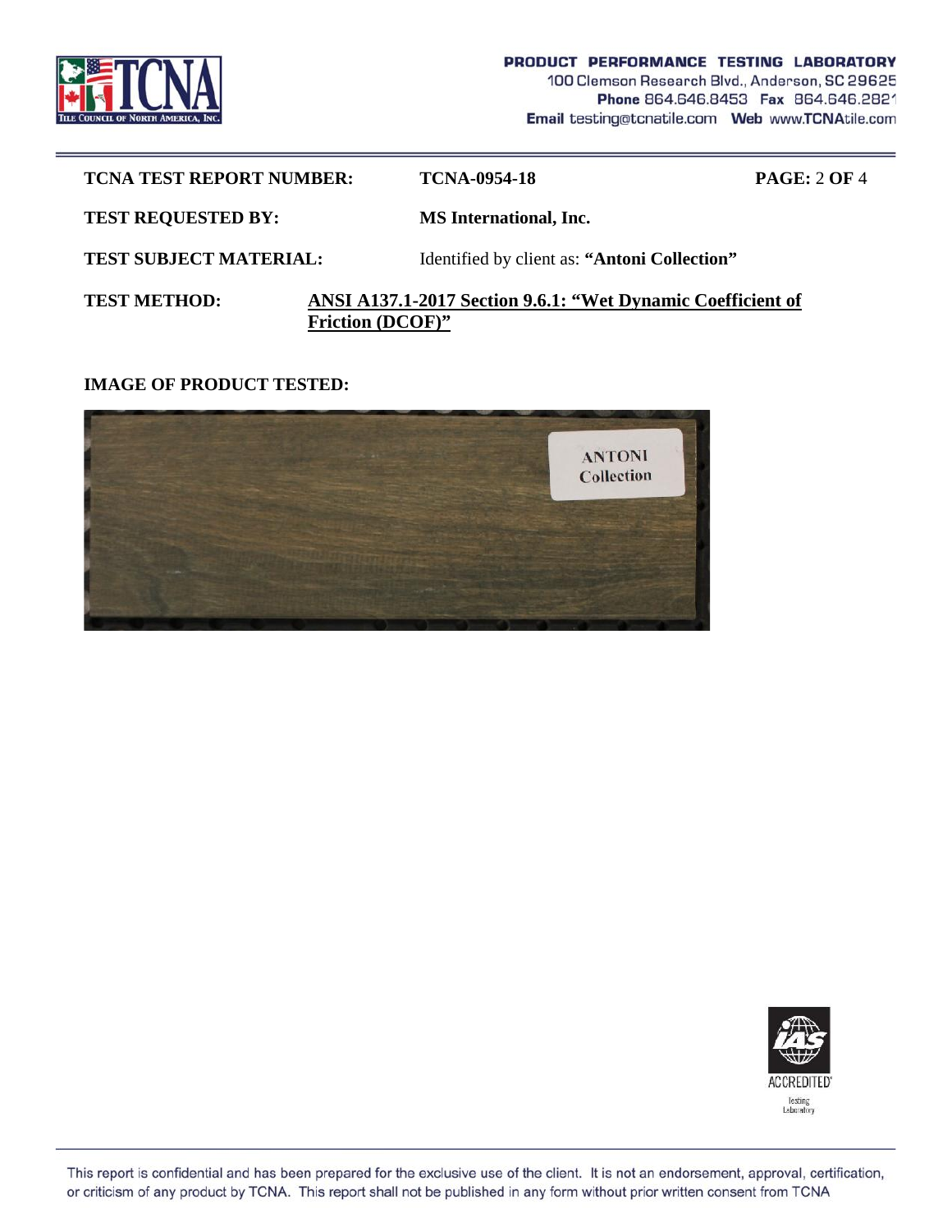**TCNA TEST REPORT NUMBER:** **TCNA-0954-18**

**TEST REQUESTED BY:** **MS International, Inc.**

**TEST SUBJECT MATERIAL:** Identified by client as: **"Antoni Collection"**

**TEST METHOD:** **ANSI A137.1-2017 Section 9.6.1: "Wet Dynamic Coefficient of Friction (DCOF)"**

**IMAGE OF PRODUCT TESTED:**

This report is confidential and has been prepared for the exclusive use of the client. It is not an endorsement, approval, certification, or criticism of any product by TCNA. This report shall not be published in any form without prior written consent from TCNA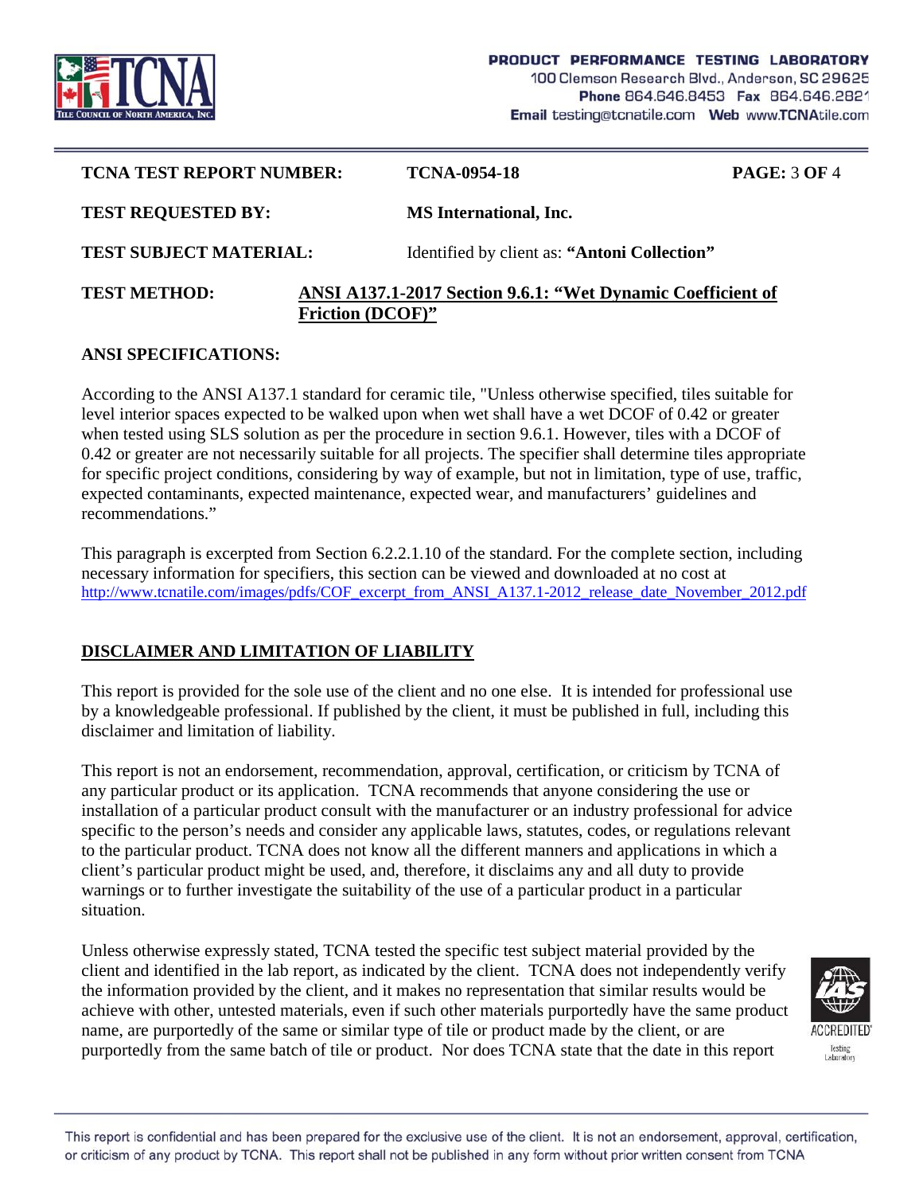| | | |
|---|---|---|
| **TCNA TEST REPORT NUMBER:** | **TCNA-0954-18** | **PAGE:** 3 **OF** 4 |
| **TEST REQUESTED BY:** | **MS International, Inc.** | |
| **TEST SUBJECT MATERIAL:** | Identified by client as: **"Antoni Collection"** | |

**TEST METHOD:** **ANSI A137.1-2017 Section 9.6.1: "Wet Dynamic Coefficient of Friction (DCOF)"**

**ANSI SPECIFICATIONS:**

According to the ANSI A137.1 standard for ceramic tile, "Unless otherwise specified, tiles suitable for level interior spaces expected to be walked upon when wet shall have a wet DCOF of 0.42 or greater when tested using SLS solution as per the procedure in section 9.6.1. However, tiles with a DCOF of 0.42 or greater are not necessarily suitable for all projects. The specifier shall determine tiles appropriate for specific project conditions, considering by way of example, but not in limitation, type of use, traffic, expected contaminants, expected maintenance, expected wear, and manufacturers' guidelines and recommendations."

This paragraph is excerpted from Section 6.2.2.1.10 of the standard. For the complete section, including necessary information for specifiers, this section can be viewed and downloaded at no cost at http://www.tcnatile.com/images/pdfs/COF_excerpt_from_ANSI_A137.1-2012_release_date_November_2012.pdf

## DISCLAIMER AND LIMITATION OF LIABILITY

This report is provided for the sole use of the client and no one else. It is intended for professional use by a knowledgeable professional. If published by the client, it must be published in full, including this disclaimer and limitation of liability.

This report is not an endorsement, recommendation, approval, certification, or criticism by TCNA of any particular product or its application. TCNA recommends that anyone considering the use or installation of a particular product consult with the manufacturer or an industry professional for advice specific to the person's needs and consider any applicable laws, statutes, codes, or regulations relevant to the particular product. TCNA does not know all the different manners and applications in which a client's particular product might be used, and, therefore, it disclaims any and all duty to provide warnings or to further investigate the suitability of the use of a particular product in a particular situation.

Unless otherwise expressly stated, TCNA tested the specific test subject material provided by the client and identified in the lab report, as indicated by the client. TCNA does not independently verify the information provided by the client, and it makes no representation that similar results would be achieve with other, untested materials, even if such other materials purportedly have the same product name, are purportedly of the same or similar type of tile or product made by the client, or are purportedly from the same batch of tile or product. Nor does TCNA state that the date in this report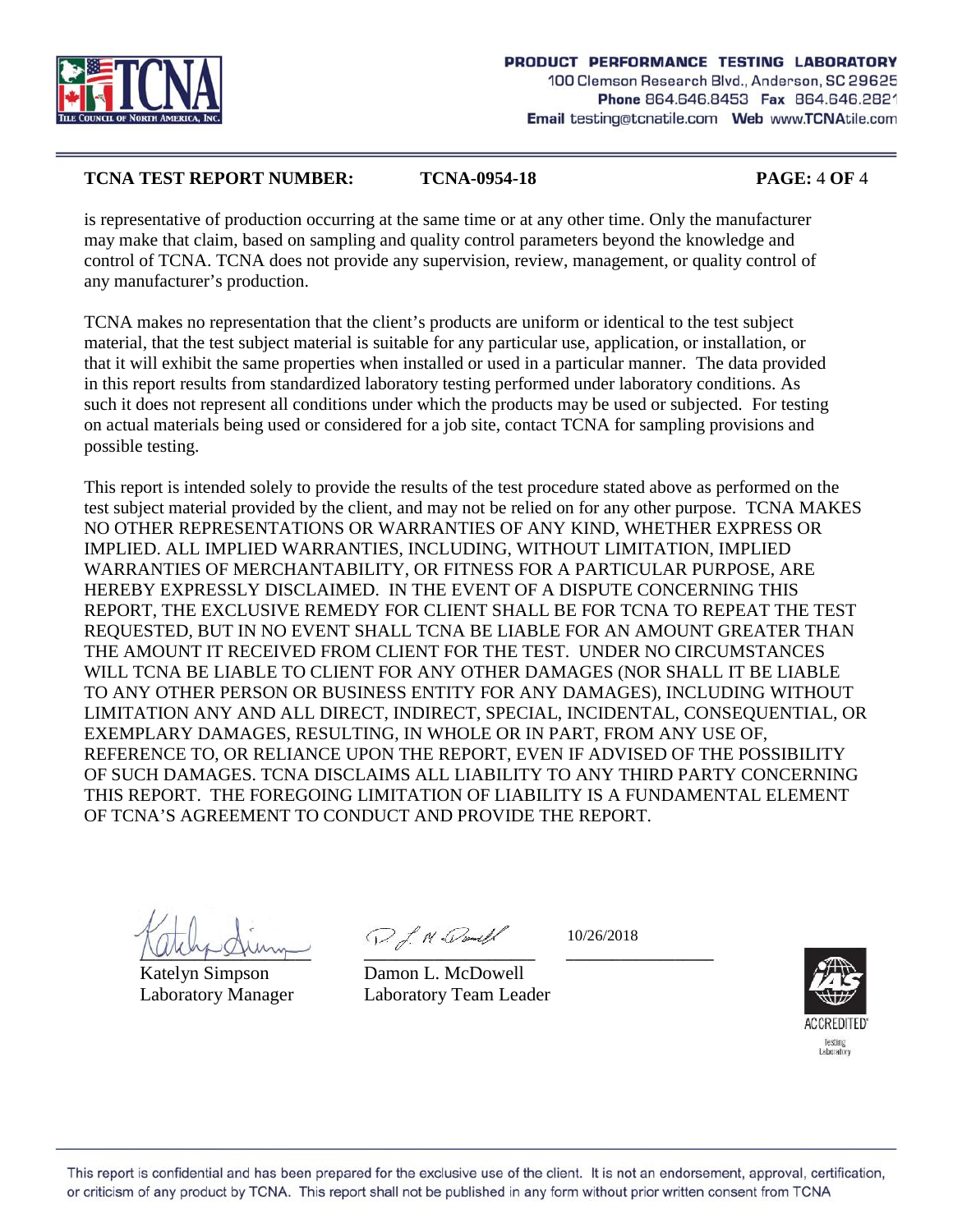**TCNA TEST REPORT NUMBER:** **TCNA-0954-18**

is representative of production occurring at the same time or at any other time. Only the manufacturer may make that claim, based on sampling and quality control parameters beyond the knowledge and control of TCNA. TCNA does not provide any supervision, review, management, or quality control of any manufacturer's production.

TCNA makes no representation that the client's products are uniform or identical to the test subject material, that the test subject material is suitable for any particular use, application, or installation, or that it will exhibit the same properties when installed or used in a particular manner. The data provided in this report results from standardized laboratory testing performed under laboratory conditions. As such it does not represent all conditions under which the products may be used or subjected. For testing on actual materials being used or considered for a job site, contact TCNA for sampling provisions and possible testing.

This report is intended solely to provide the results of the test procedure stated above as performed on the test subject material provided by the client, and may not be relied on for any other purpose. TCNA MAKES NO OTHER REPRESENTATIONS OR WARRANTIES OF ANY KIND, WHETHER EXPRESS OR IMPLIED. ALL IMPLIED WARRANTIES, INCLUDING, WITHOUT LIMITATION, IMPLIED WARRANTIES OF MERCHANTABILITY, OR FITNESS FOR A PARTICULAR PURPOSE, ARE HEREBY EXPRESSLY DISCLAIMED. IN THE EVENT OF A DISPUTE CONCERNING THIS REPORT, THE EXCLUSIVE REMEDY FOR CLIENT SHALL BE FOR TCNA TO REPEAT THE TEST REQUESTED, BUT IN NO EVENT SHALL TCNA BE LIABLE FOR AN AMOUNT GREATER THAN THE AMOUNT IT RECEIVED FROM CLIENT FOR THE TEST. UNDER NO CIRCUMSTANCES WILL TCNA BE LIABLE TO CLIENT FOR ANY OTHER DAMAGES (NOR SHALL IT BE LIABLE TO ANY OTHER PERSON OR BUSINESS ENTITY FOR ANY DAMAGES), INCLUDING WITHOUT LIMITATION ANY AND ALL DIRECT, INDIRECT, SPECIAL, INCIDENTAL, CONSEQUENTIAL, OR EXEMPLARY DAMAGES, RESULTING, IN WHOLE OR IN PART, FROM ANY USE OF, REFERENCE TO, OR RELIANCE UPON THE REPORT, EVEN IF ADVISED OF THE POSSIBILITY OF SUCH DAMAGES. TCNA DISCLAIMS ALL LIABILITY TO ANY THIRD PARTY CONCERNING THIS REPORT. THE FOREGOING LIMITATION OF LIABILITY IS A FUNDAMENTAL ELEMENT OF TCNA'S AGREEMENT TO CONDUCT AND PROVIDE THE REPORT.

| | | |
|---|---|---|
| Katelyn Simpson | Damon L. McDowell | 10/26/2018 |
| Laboratory Manager | Laboratory Team Leader | |

This report is confidential and has been prepared for the exclusive use of the client. It is not an endorsement, approval, certification, or criticism of any product by TCNA. This report shall not be published in any form without prior written consent from TCNA